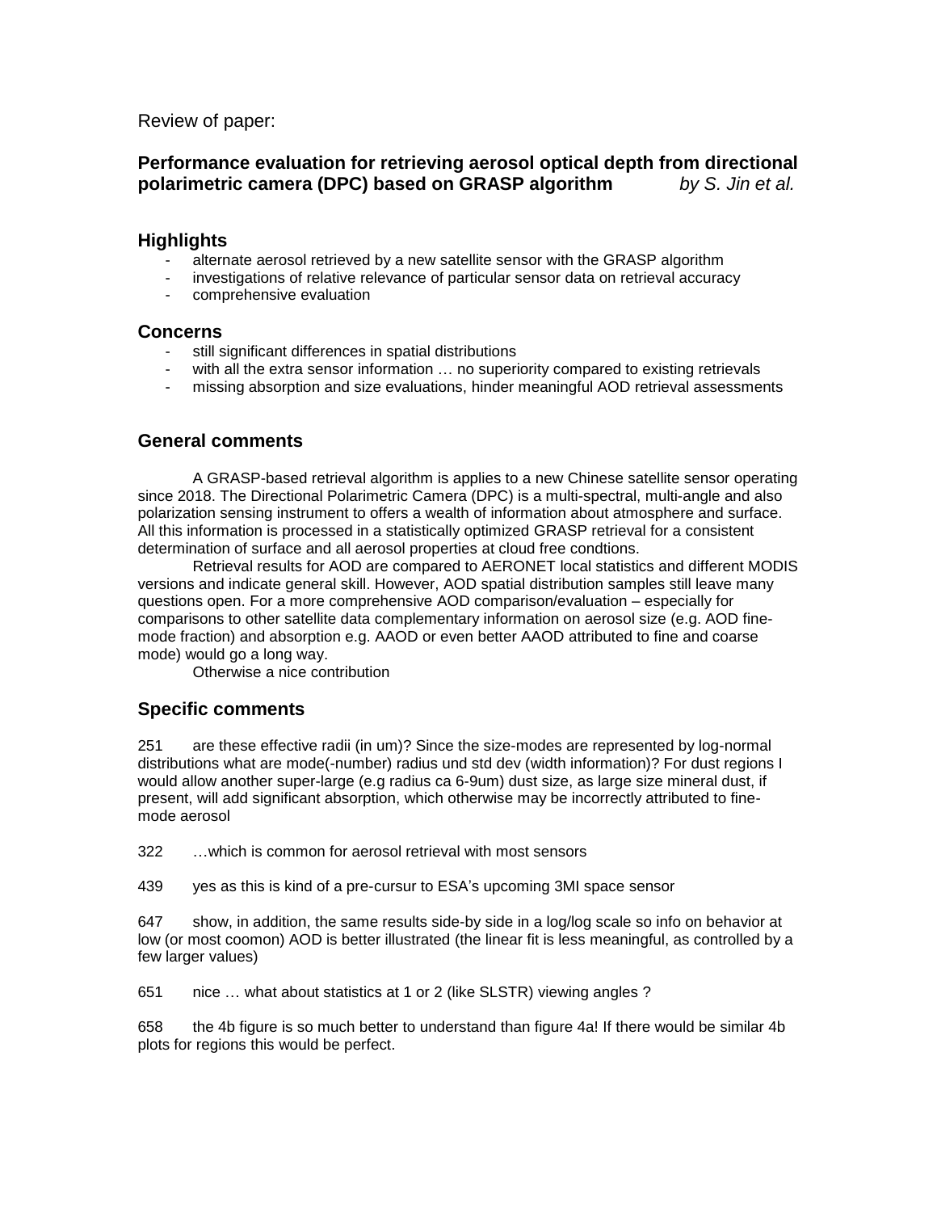Review of paper:

**Performance evaluation for retrieving aerosol optical depth from directional polarimetric camera (DPC) based on GRASP algorithm** *by S. Jin et al.*

## Highlights

- alternate aerosol retrieved by a new satellite sensor with the GRASP algorithm
- investigations of relative relevance of particular sensor data on retrieval accuracy
- comprehensive evaluation

## Concerns

- still significant differences in spatial distributions
- with all the extra sensor information … no superiority compared to existing retrievals
- missing absorption and size evaluations, hinder meaningful AOD retrieval assessments

## General comments

A GRASP-based retrieval algorithm is applies to a new Chinese satellite sensor operating since 2018. The Directional Polarimetric Camera (DPC) is a multi-spectral, multi-angle and also polarization sensing instrument to offers a wealth of information about atmosphere and surface. All this information is processed in a statistically optimized GRASP retrieval for a consistent determination of surface and all aerosol properties at cloud free condtions.

Retrieval results for AOD are compared to AERONET local statistics and different MODIS versions and indicate general skill. However, AOD spatial distribution samples still leave many questions open. For a more comprehensive AOD comparison/evaluation – especially for comparisons to other satellite data complementary information on aerosol size (e.g. AOD fine-mode fraction) and absorption e.g. AAOD or even better AAOD attributed to fine and coarse mode) would go a long way.

Otherwise a nice contribution

## Specific comments

251 are these effective radii (in um)? Since the size-modes are represented by log-normal distributions what are mode(-number) radius und std dev (width information)? For dust regions I would allow another super-large (e.g radius ca 6-9um) dust size, as large size mineral dust, if present, will add significant absorption, which otherwise may be incorrectly attributed to fine-mode aerosol

322 …which is common for aerosol retrieval with most sensors

439 yes as this is kind of a pre-cursur to ESA's upcoming 3MI space sensor

647 show, in addition, the same results side-by side in a log/log scale so info on behavior at low (or most coomon) AOD is better illustrated (the linear fit is less meaningful, as controlled by a few larger values)

651 nice … what about statistics at 1 or 2 (like SLSTR) viewing angles ?

658 the 4b figure is so much better to understand than figure 4a! If there would be similar 4b plots for regions this would be perfect.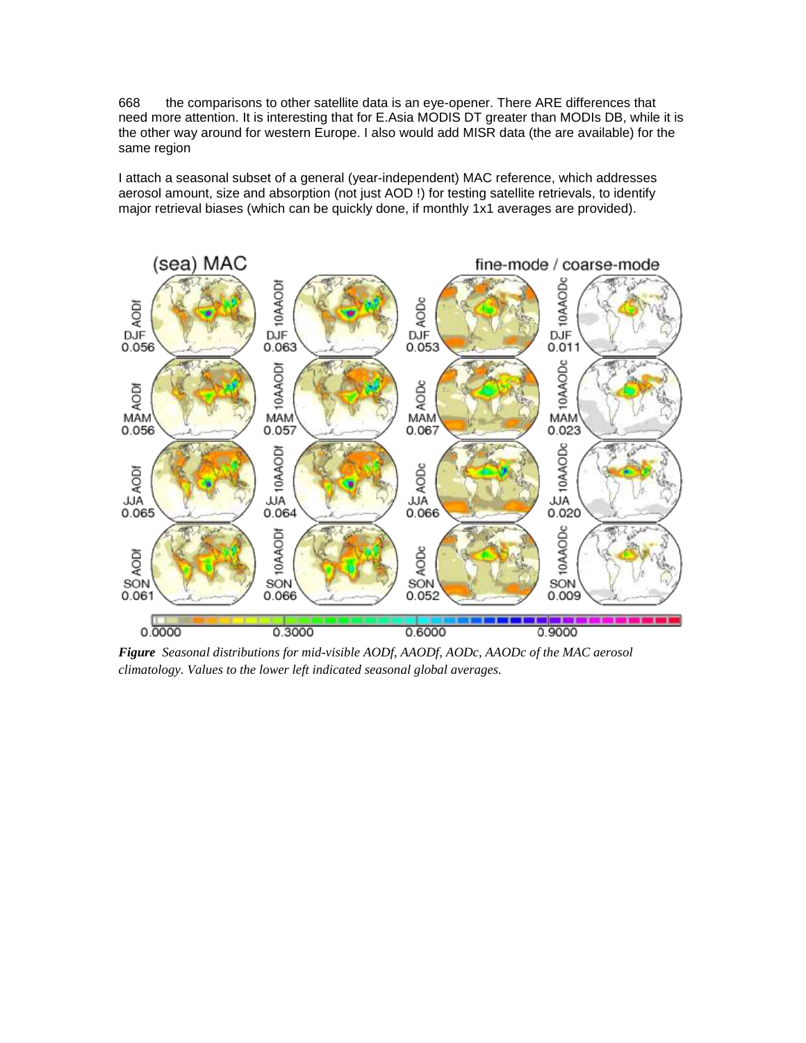668 the comparisons to other satellite data is an eye-opener. There ARE differences that need more attention. It is interesting that for E.Asia MODIS DT greater than MODIs DB, while it is the other way around for western Europe. I also would add MISR data (the are available) for the same region

I attach a seasonal subset of a general (year-independent) MAC reference, which addresses aerosol amount, size and absorption (not just AOD !) for testing satellite retrievals, to identify major retrieval biases (which can be quickly done, if monthly 1x1 averages are provided).

(sea) MAC

fine-mode / coarse-mode

AODf DJF 0.056
10AAODf DJF 0.063
AODc DJF 0.053
10AAODc DJF 0.011

AODf MAM 0.056
10AAODf MAM 0.057
AODc MAM 0.067
10AAODc MAM 0.023

AODf JJA 0.065
10AAODf JJA 0.064
AODc JJA 0.066
10AAODc JJA 0.020

AODf SON 0.061
10AAODf SON 0.066
AODc SON 0.052
10AAODc SON 0.009

0.0000 0.3000 0.6000 0.9000

***Figure*** *Seasonal distributions for mid-visible AODf, AAODf, AODc, AAODc of the MAC aerosol climatology. Values to the lower left indicated seasonal global averages.*